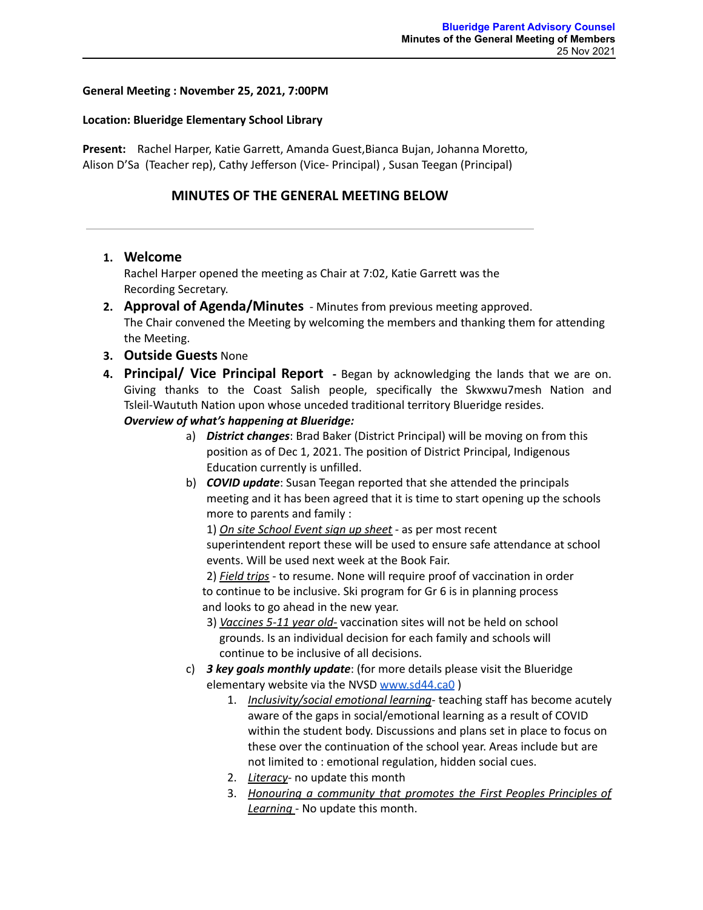**General Meeting : November 25, 2021, 7:00PM**

**Location: Blueridge Elementary School Library**

**Present:** Rachel Harper, Katie Garrett, Amanda Guest,Bianca Bujan, Johanna Moretto, Alison D'Sa (Teacher rep), Cathy Jefferson (Vice- Principal) , Susan Teegan (Principal)

## MINUTES OF THE GENERAL MEETING BELOW

---

1. **Welcome**
   Rachel Harper opened the meeting as Chair at 7:02, Katie Garrett was the Recording Secretary.
2. **Approval of Agenda/Minutes** - Minutes from previous meeting approved.
   The Chair convened the Meeting by welcoming the members and thanking them for attending the Meeting.
3. **Outside Guests** None
4. **Principal/ Vice Principal Report** - Began by acknowledging the lands that we are on. Giving thanks to the Coast Salish people, specifically the Skwxwu7mesh Nation and Tsleil-Waututh Nation upon whose unceded traditional territory Blueridge resides.
   ***Overview of what's happening at Blueridge:***
   a) ***District changes***: Brad Baker (District Principal) will be moving on from this position as of Dec 1, 2021. The position of District Principal, Indigenous Education currently is unfilled.
   b) ***COVID update***: Susan Teegan reported that she attended the principals meeting and it has been agreed that it is time to start opening up the schools more to parents and family :
   1) _On site School Event sign up sheet_ - as per most recent superintendent report these will be used to ensure safe attendance at school events. Will be used next week at the Book Fair.
   2) _Field trips_ - to resume. None will require proof of vaccination in order to continue to be inclusive. Ski program for Gr 6 is in planning process and looks to go ahead in the new year.
   3) _Vaccines 5-11 year old-_ vaccination sites will not be held on school grounds. Is an individual decision for each family and schools will continue to be inclusive of all decisions.
   c) ***3 key goals monthly update***: (for more details please visit the Blueridge elementary website via the NVSD [www.sd44.ca0](www.sd44.ca0) )
      1. _Inclusivity/social emotional learning_- teaching staff has become acutely aware of the gaps in social/emotional learning as a result of COVID within the student body. Discussions and plans set in place to focus on these over the continuation of the school year. Areas include but are not limited to : emotional regulation, hidden social cues.
      2. _Literacy_- no update this month
      3. _Honouring a community that promotes the First Peoples Principles of Learning_ - No update this month.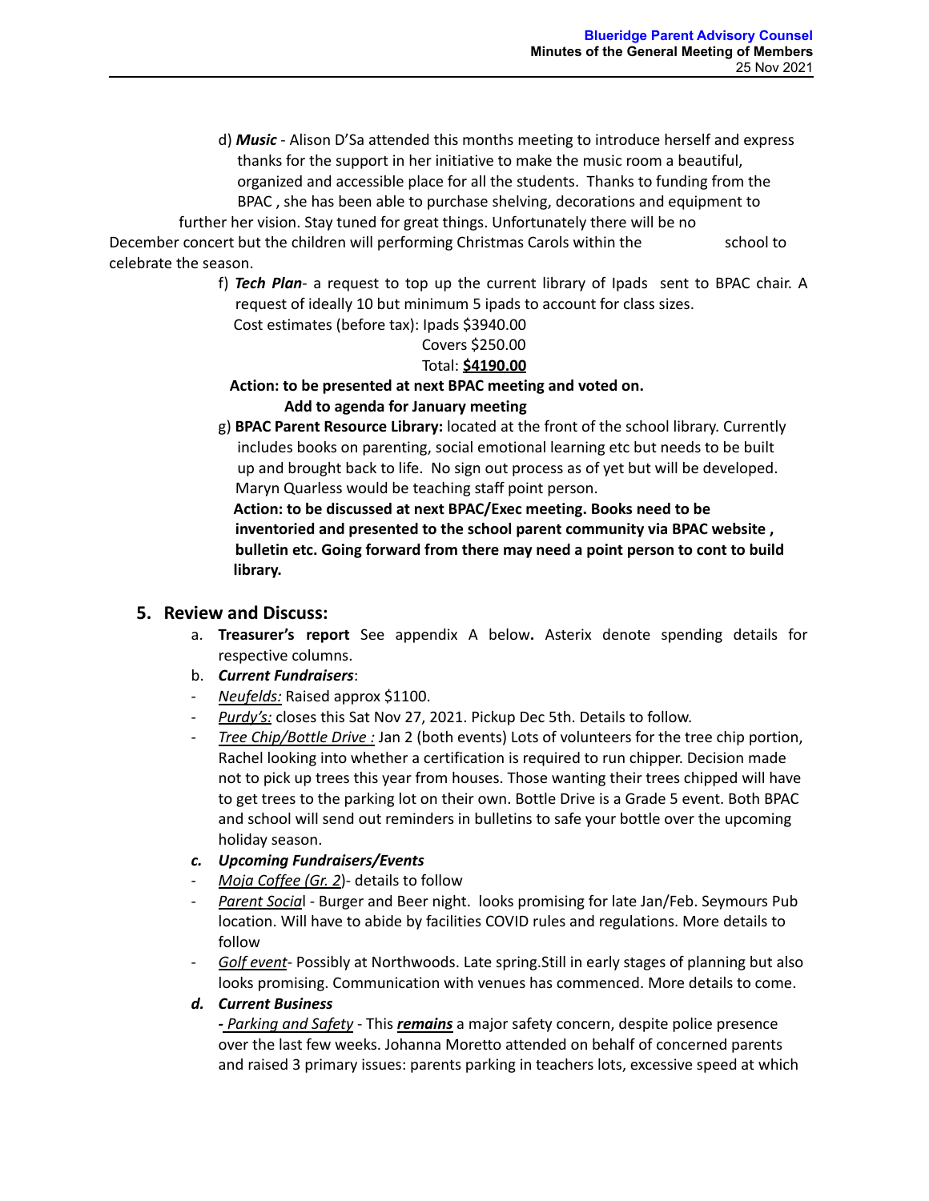d) ***Music*** - Alison D'Sa attended this months meeting to introduce herself and express thanks for the support in her initiative to make the music room a beautiful, organized and accessible place for all the students. Thanks to funding from the BPAC , she has been able to purchase shelving, decorations and equipment to further her vision. Stay tuned for great things. Unfortunately there will be no December concert but the children will performing Christmas Carols within the school to celebrate the season.

f) ***Tech Plan***- a request to top up the current library of Ipads sent to BPAC chair. A request of ideally 10 but minimum 5 ipads to account for class sizes.

Cost estimates (before tax): Ipads $3940.00

Covers $250.00

Total: **<u>$4190.00</u>**

**Action: to be presented at next BPAC meeting and voted on.**
**Add to agenda for January meeting**

g) **BPAC Parent Resource Library:** located at the front of the school library. Currently includes books on parenting, social emotional learning etc but needs to be built up and brought back to life. No sign out process as of yet but will be developed. Maryn Quarless would be teaching staff point person.

**Action: to be discussed at next BPAC/Exec meeting. Books need to be inventoried and presented to the school parent community via BPAC website , bulletin etc. Going forward from there may need a point person to cont to build library.**

## 5. Review and Discuss:

a. **Treasurer's report** See appendix A below**.** Asterix denote spending details for respective columns.

b. ***Current Fundraisers***:

- <u>*Neufelds:*</u> Raised approx $1100.
- <u>*Purdy's:*</u> closes this Sat Nov 27, 2021. Pickup Dec 5th. Details to follow.
- <u>*Tree Chip/Bottle Drive :*</u> Jan 2 (both events) Lots of volunteers for the tree chip portion, Rachel looking into whether a certification is required to run chipper. Decision made not to pick up trees this year from houses. Those wanting their trees chipped will have to get trees to the parking lot on their own. Bottle Drive is a Grade 5 event. Both BPAC and school will send out reminders in bulletins to safe your bottle over the upcoming holiday season.

***c. Upcoming Fundraisers/Events***

- <u>*Moja Coffee (Gr. 2*</u>)- details to follow
- <u>*Parent Socia*</u>l - Burger and Beer night. looks promising for late Jan/Feb. Seymours Pub location. Will have to abide by facilities COVID rules and regulations. More details to follow
- <u>*Golf event*</u>- Possibly at Northwoods. Late spring.Still in early stages of planning but also looks promising. Communication with venues has commenced. More details to come.

***d. Current Business***

*- <u>Parking and Safety</u>* - This ***<u>remains</u>*** a major safety concern, despite police presence over the last few weeks. Johanna Moretto attended on behalf of concerned parents and raised 3 primary issues: parents parking in teachers lots, excessive speed at which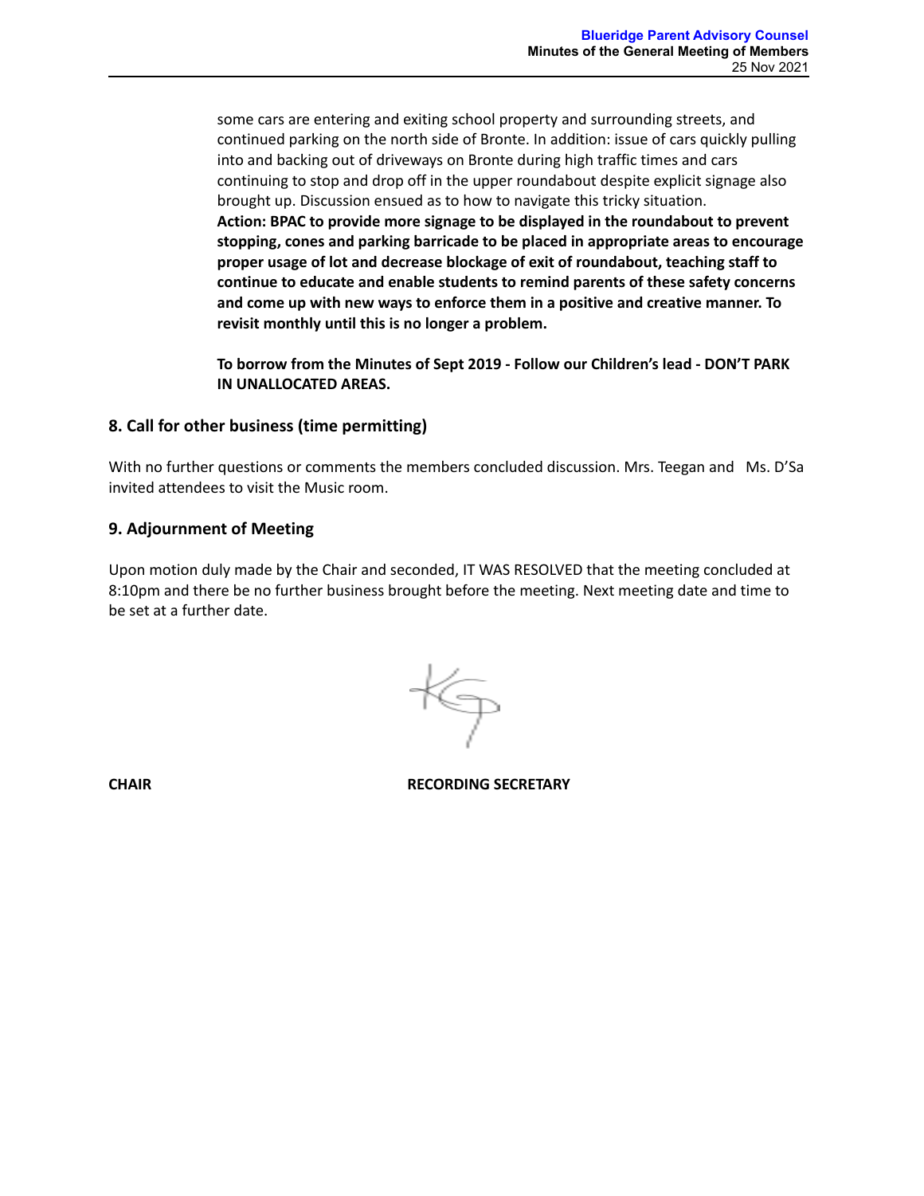some cars are entering and exiting school property and surrounding streets, and continued parking on the north side of Bronte. In addition: issue of cars quickly pulling into and backing out of driveways on Bronte during high traffic times and cars continuing to stop and drop off in the upper roundabout despite explicit signage also brought up. Discussion ensued as to how to navigate this tricky situation.
**Action: BPAC to provide more signage to be displayed in the roundabout to prevent stopping, cones and parking barricade to be placed in appropriate areas to encourage proper usage of lot and decrease blockage of exit of roundabout, teaching staff to continue to educate and enable students to remind parents of these safety concerns and come up with new ways to enforce them in a positive and creative manner. To revisit monthly until this is no longer a problem.**

**To borrow from the Minutes of Sept 2019 - Follow our Children's lead - DON'T PARK IN UNALLOCATED AREAS.**

## 8. Call for other business (time permitting)

With no further questions or comments the members concluded discussion. Mrs. Teegan and Ms. D'Sa invited attendees to visit the Music room.

## 9. Adjournment of Meeting

Upon motion duly made by the Chair and seconded, IT WAS RESOLVED that the meeting concluded at 8:10pm and there be no further business brought before the meeting. Next meeting date and time to be set at a further date.

**CHAIR** **RECORDING SECRETARY**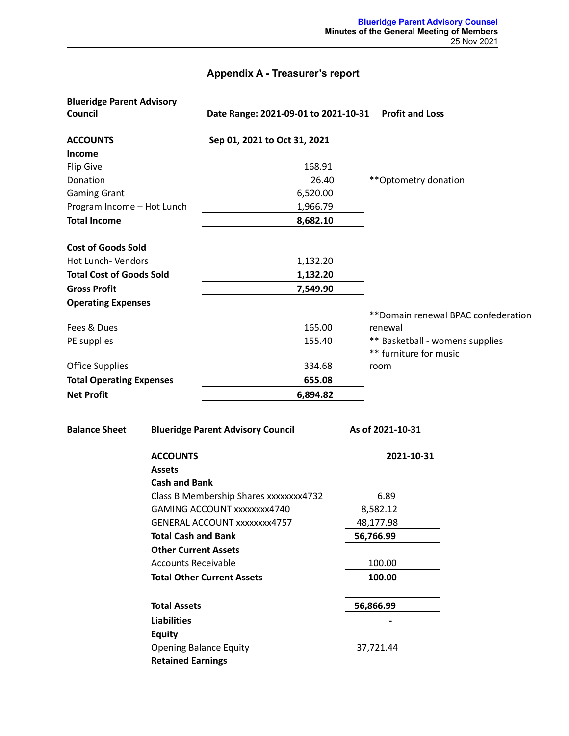## Appendix A - Treasurer's report

| **Blueridge Parent Advisory Council** | **Date Range: 2021-09-01 to 2021-10-31** | **Profit and Loss** |
|---|---|---|
| **ACCOUNTS** | **Sep 01, 2021 to Oct 31, 2021** | |
| **Income** | | |
| Flip Give | 168.91 | |
| Donation | 26.40 | **Optometry donation |
| Gaming Grant | 6,520.00 | |
| Program Income – Hot Lunch | 1,966.79 | |
| **Total Income** | **8,682.10** | |
| **Cost of Goods Sold** | | |
| Hot Lunch- Vendors | 1,132.20 | |
| **Total Cost of Goods Sold** | **1,132.20** | |
| **Gross Profit** | **7,549.90** | |
| **Operating Expenses** | | |
| Fees & Dues | 165.00 | **Domain renewal BPAC confederation renewal |
| PE supplies | 155.40 | ** Basketball - womens supplies |
| Office Supplies | 334.68 | ** furniture for music room |
| **Total Operating Expenses** | **655.08** | |
| **Net Profit** | **6,894.82** | |

| **Balance Sheet** | **Blueridge Parent Advisory Council** | **As of 2021-10-31** |
|---|---|---|
| | **ACCOUNTS** | **2021-10-31** |
| | **Assets** | |
| | **Cash and Bank** | |
| | Class B Membership Shares xxxxxxxx4732 | 6.89 |
| | GAMING ACCOUNT xxxxxxxx4740 | 8,582.12 |
| | GENERAL ACCOUNT xxxxxxxx4757 | 48,177.98 |
| | **Total Cash and Bank** | **56,766.99** |
| | **Other Current Assets** | |
| | Accounts Receivable | 100.00 |
| | **Total Other Current Assets** | **100.00** |
| | **Total Assets** | **56,866.99** |
| | **Liabilities** | - |
| | **Equity** | |
| | Opening Balance Equity | 37,721.44 |
| | **Retained Earnings** | |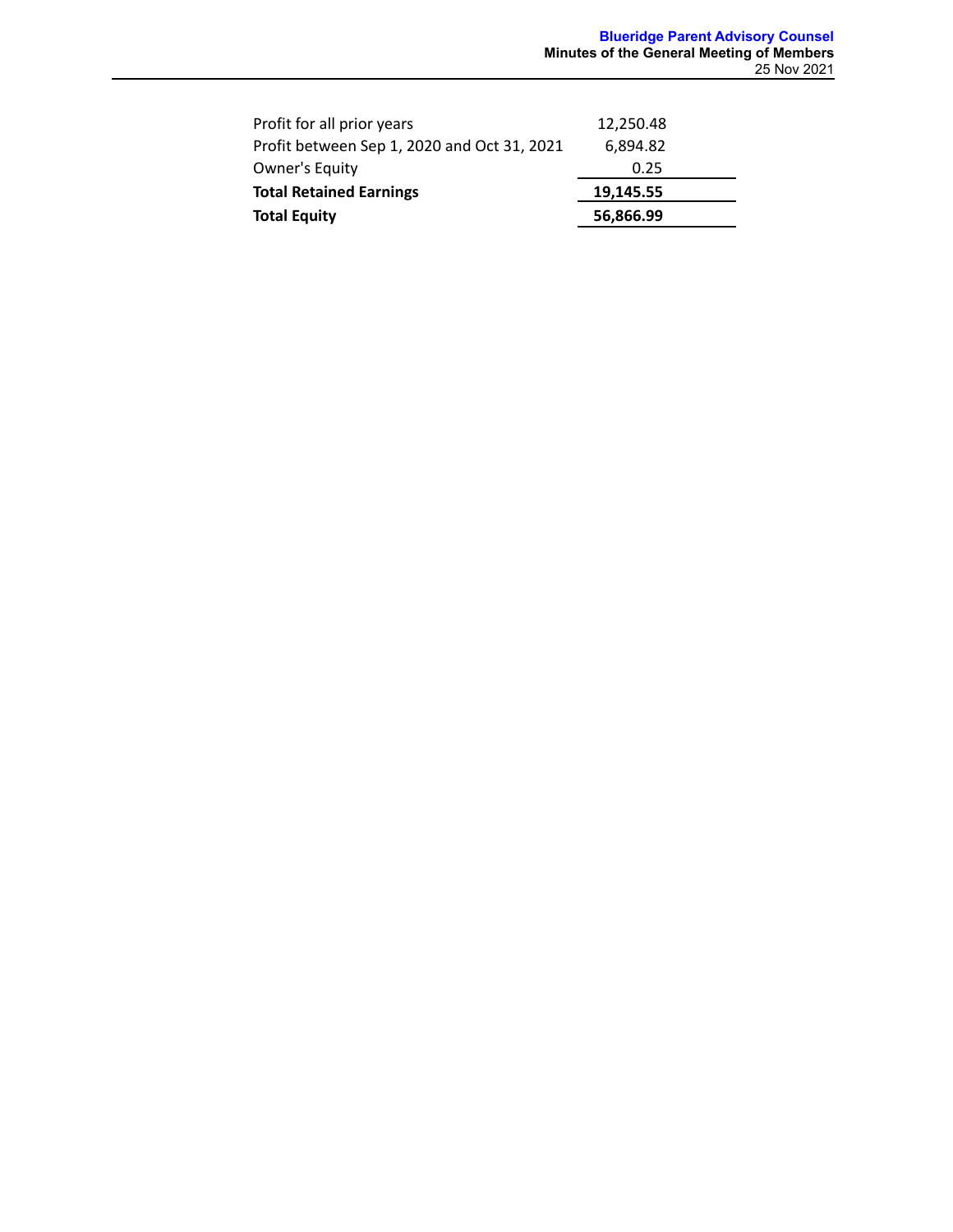| | |
|---|---|
| Profit for all prior years | 12,250.48 |
| Profit between Sep 1, 2020 and Oct 31, 2021 | 6,894.82 |
| Owner's Equity | 0.25 |
| **Total Retained Earnings** | **19,145.55** |
| **Total Equity** | **56,866.99** |